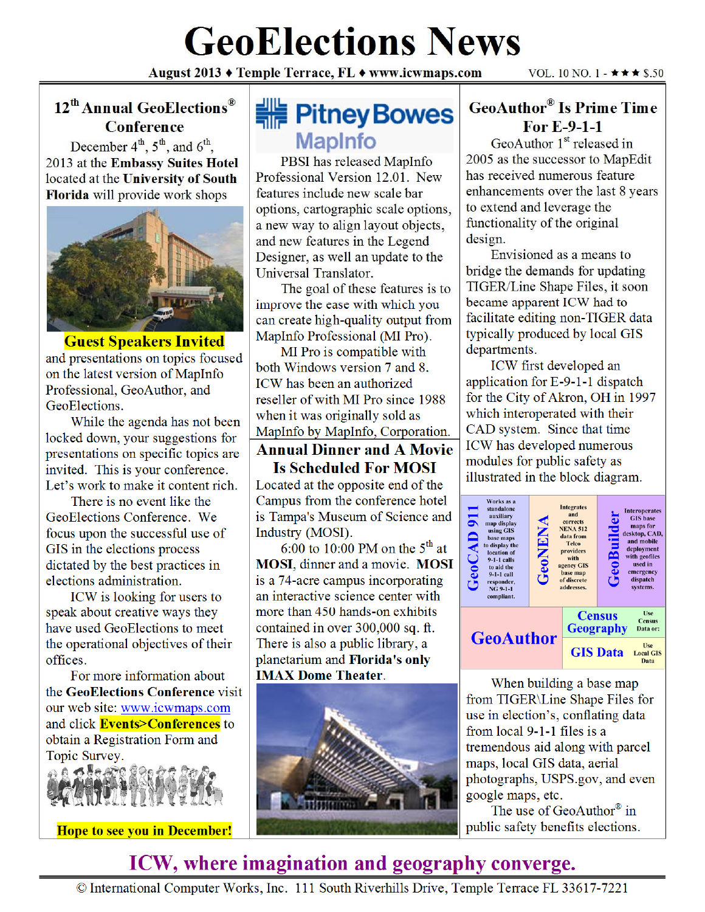# GeoElections News

**August 2013 ♦ Temple Terrace, FL ♦ www.icwmaps.com** VOL. 10 NO. 1 - ★★★ $.50

## 12th Annual GeoElections® Conference

December 4th, 5th, and 6th, 2013 at the **Embassy Suites Hotel** located at the **University of South Florida** will provide work shops

**Guest Speakers Invited**

and presentations on topics focused on the latest version of MapInfo Professional, GeoAuthor, and GeoElections.

While the agenda has not been locked down, your suggestions for presentations on specific topics are invited. This is your conference. Let's work to make it content rich.

There is no event like the GeoElections Conference. We focus upon the successful use of GIS in the elections process dictated by the best practices in elections administration.

ICW is looking for users to speak about creative ways they have used GeoElections to meet the operational objectives of their offices.

For more information about the **GeoElections Conference** visit our web site: www.icwmaps.com and click **Events>Conferences** to obtain a Registration Form and Topic Survey.

**Hope to see you in December!**

## Pitney Bowes MapInfo

PBSI has released MapInfo Professional Version 12.01. New features include new scale bar options, cartographic scale options, a new way to align layout objects, and new features in the Legend Designer, as well an update to the Universal Translator.

The goal of these features is to improve the ease with which you can create high-quality output from MapInfo Professional (MI Pro).

MI Pro is compatible with both Windows version 7 and 8. ICW has been an authorized reseller of with MI Pro since 1988 when it was originally sold as MapInfo by MapInfo, Corporation.

## Annual Dinner and A Movie Is Scheduled For MOSI

Located at the opposite end of the Campus from the conference hotel is Tampa's Museum of Science and Industry (MOSI).

6:00 to 10:00 PM on the 5th at **MOSI**, dinner and a movie. **MOSI** is a 74-acre campus incorporating an interactive science center with more than 450 hands-on exhibits contained in over 300,000 sq. ft. There is also a public library, a planetarium and **Florida's only IMAX Dome Theater**.

## GeoAuthor® Is Prime Time For E-9-1-1

GeoAuthor 1st released in 2005 as the successor to MapEdit has received numerous feature enhancements over the last 8 years to extend and leverage the functionality of the original design.

Envisioned as a means to bridge the demands for updating TIGER/Line Shape Files, it soon became apparent ICW had to facilitate editing non-TIGER data typically produced by local GIS departments.

ICW first developed an application for E-9-1-1 dispatch for the City of Akron, OH in 1997 which interoperated with their CAD system. Since that time ICW has developed numerous modules for public safety as illustrated in the block diagram.

| GeoCAD 911 | GeoNENA | GeoBuilder |
|---|---|---|
| Works as a standalone auxiliary map display using GIS base maps to display the location of 9-1-1 calls to aid the 9-1-1 call responder, NG 9-1-1 compliant. | Integrates and corrects NENA 512 data from Telco providers with agency GIS base map of discrete addresses. | Interoperates GIS base maps for desktop, CAD, and mobile deployment with geofiles used in emergency dispatch systems. |

| GeoAuthor | Census Geography | Use Census Data or: |
|---|---|---|
| | GIS Data | Use Local GIS Data |

When building a base map from TIGER\Line Shape Files for use in election's, conflating data from local 9-1-1 files is a tremendous aid along with parcel maps, local GIS data, aerial photographs, USPS.gov, and even google maps, etc.

The use of GeoAuthor® in public safety benefits elections.

**ICW, where imagination and geography converge.**

© International Computer Works, Inc. 111 South Riverhills Drive, Temple Terrace FL 33617-7221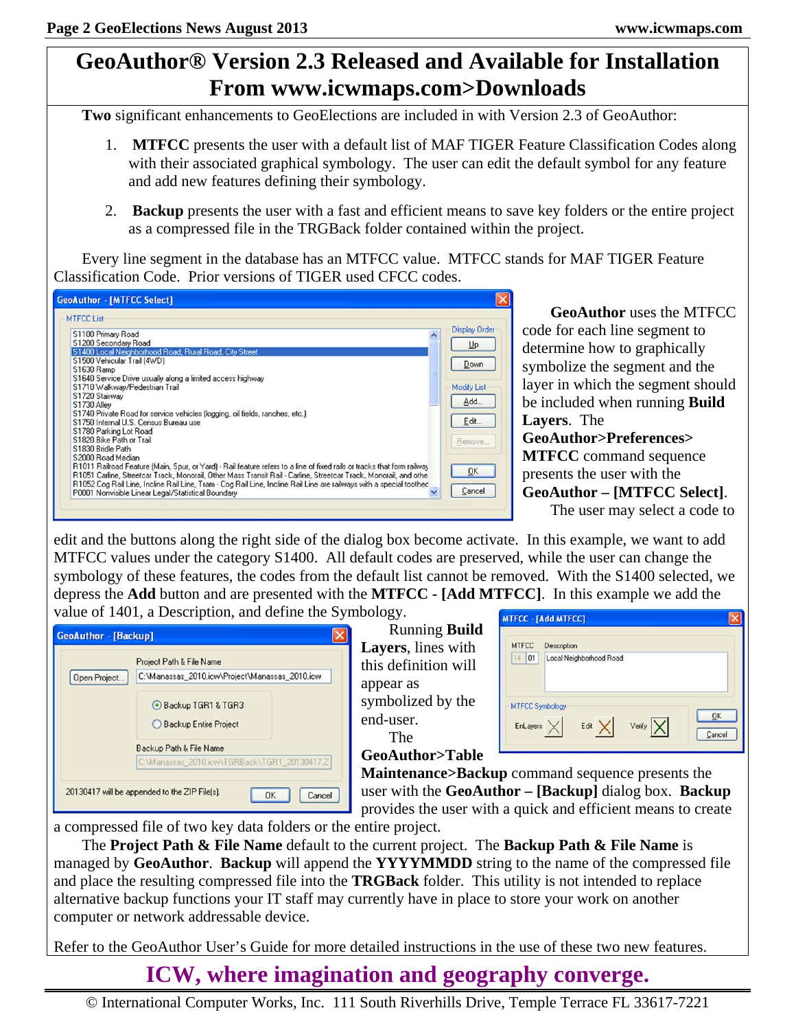# GeoAuthor® Version 2.3 Released and Available for Installation From www.icwmaps.com>Downloads

**Two** significant enhancements to GeoElections are included in with Version 2.3 of GeoAuthor:

1. **MTFCC** presents the user with a default list of MAF TIGER Feature Classification Codes along with their associated graphical symbology. The user can edit the default symbol for any feature and add new features defining their symbology.
2. **Backup** presents the user with a fast and efficient means to save key folders or the entire project as a compressed file in the TRGBack folder contained within the project.

Every line segment in the database has an MTFCC value. MTFCC stands for MAF TIGER Feature Classification Code. Prior versions of TIGER used CFCC codes.

**GeoAuthor** uses the MTFCC code for each line segment to determine how to graphically symbolize the segment and the layer in which the segment should be included when running **Build Layers**. The **GeoAuthor>Preferences> MTFCC** command sequence presents the user with the **GeoAuthor – [MTFCC Select]**.

The user may select a code to edit and the buttons along the right side of the dialog box become activate. In this example, we want to add MTFCC values under the category S1400. All default codes are preserved, while the user can change the symbology of these features, the codes from the default list cannot be removed. With the S1400 selected, we depress the **Add** button and are presented with the **MTFCC - [Add MTFCC]**. In this example we add the value of 1401, a Description, and define the Symbology.

Running **Build Layers**, lines with this definition will appear as symbolized by the end-user.

The **GeoAuthor>Table Maintenance>Backup** command sequence presents the user with the **GeoAuthor – [Backup]** dialog box. **Backup** provides the user with a quick and efficient means to create a compressed file of two key data folders or the entire project.

The **Project Path & File Name** default to the current project. The **Backup Path & File Name** is managed by **GeoAuthor**. **Backup** will append the **YYYYMMDD** string to the name of the compressed file and place the resulting compressed file into the **TRGBack** folder. This utility is not intended to replace alternative backup functions your IT staff may currently have in place to store your work on another computer or network addressable device.

Refer to the GeoAuthor User's Guide for more detailed instructions in the use of these two new features.

**ICW, where imagination and geography converge.**

© International Computer Works, Inc. 111 South Riverhills Drive, Temple Terrace FL 33617-7221